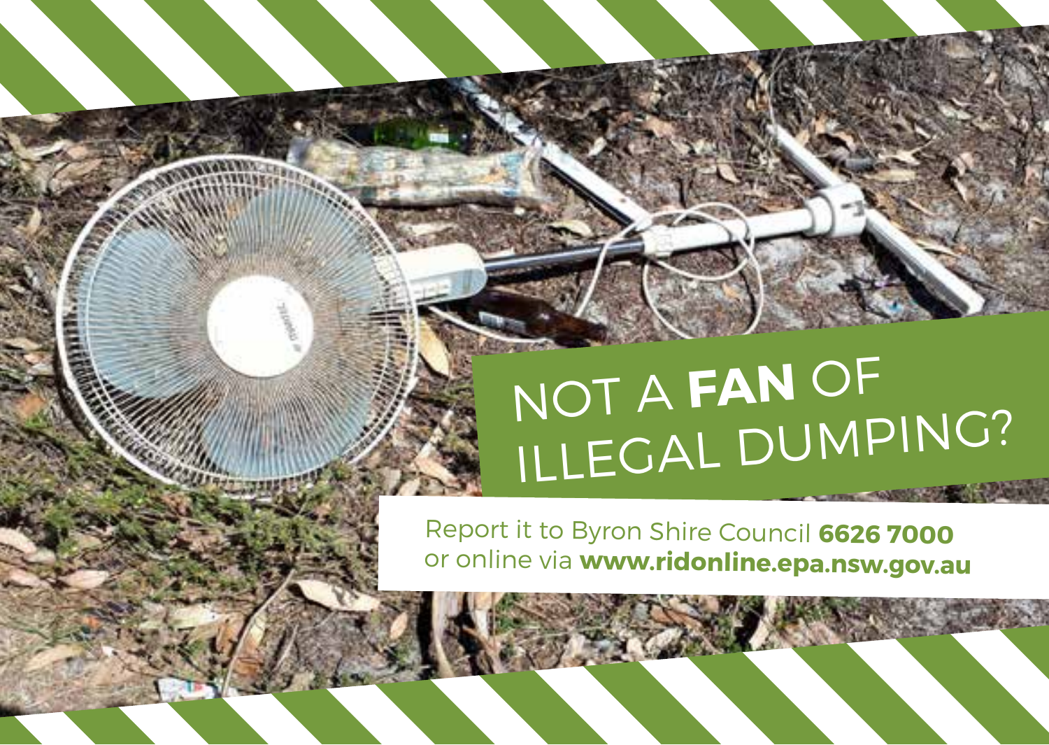# NOT A **FAN** OF ILLEGAL DUMPING?

Report it to Byron Shire Council **6626 7000** or online via **www.ridonline.epa.nsw.gov.au**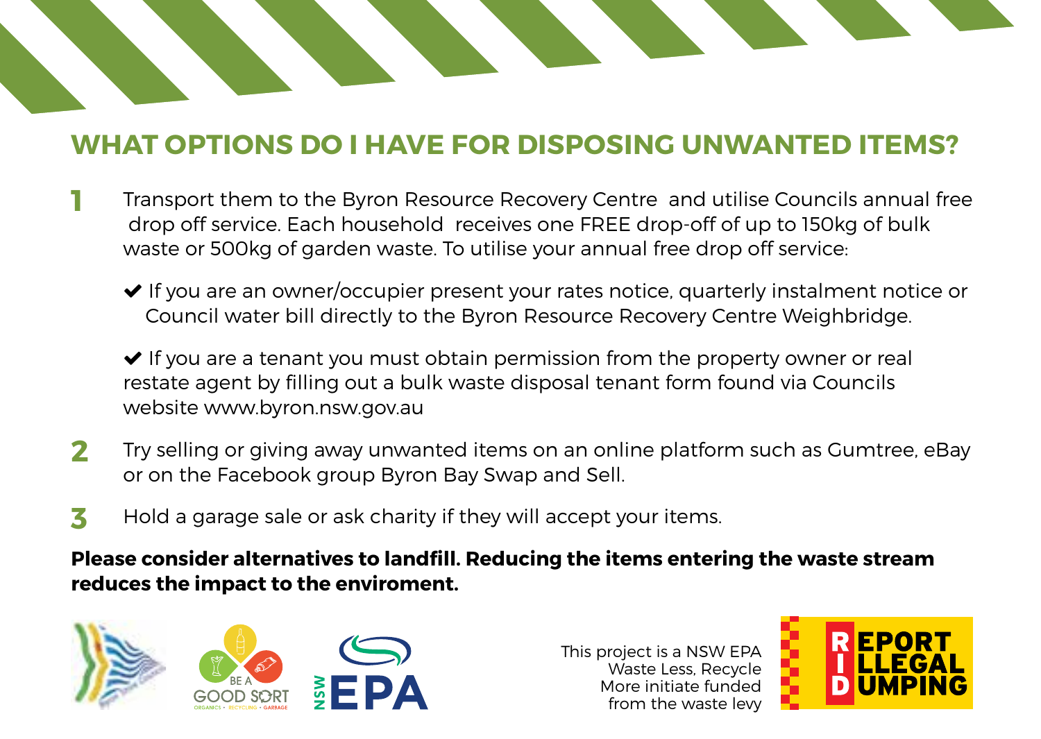## WHAT OPTIONS DO I HAVE FOR DISPOSING UNWANTED ITEMS?

1. Transport them to the Byron Resource Recovery Centre and utilise Councils annual free drop off service. Each household receives one FREE drop-off of up to 150kg of bulk waste or 500kg of garden waste. To utilise your annual free drop off service:

   ✔ If you are an owner/occupier present your rates notice, quarterly instalment notice or Council water bill directly to the Byron Resource Recovery Centre Weighbridge.

   ✔ If you are a tenant you must obtain permission from the property owner or real restate agent by filling out a bulk waste disposal tenant form found via Councils website www.byron.nsw.gov.au

2. Try selling or giving away unwanted items on an online platform such as Gumtree, eBay or on the Facebook group Byron Bay Swap and Sell.

3. Hold a garage sale or ask charity if they will accept your items.

**Please consider alternatives to landfill. Reducing the items entering the waste stream reduces the impact to the enviroment.**

BE A GOOD SORT
ORGANICS • RECYCLING • GARBAGE

NSW EPA

This project is a NSW EPA Waste Less, Recycle More initiate funded from the waste levy

REPORT ILLEGAL DUMPING